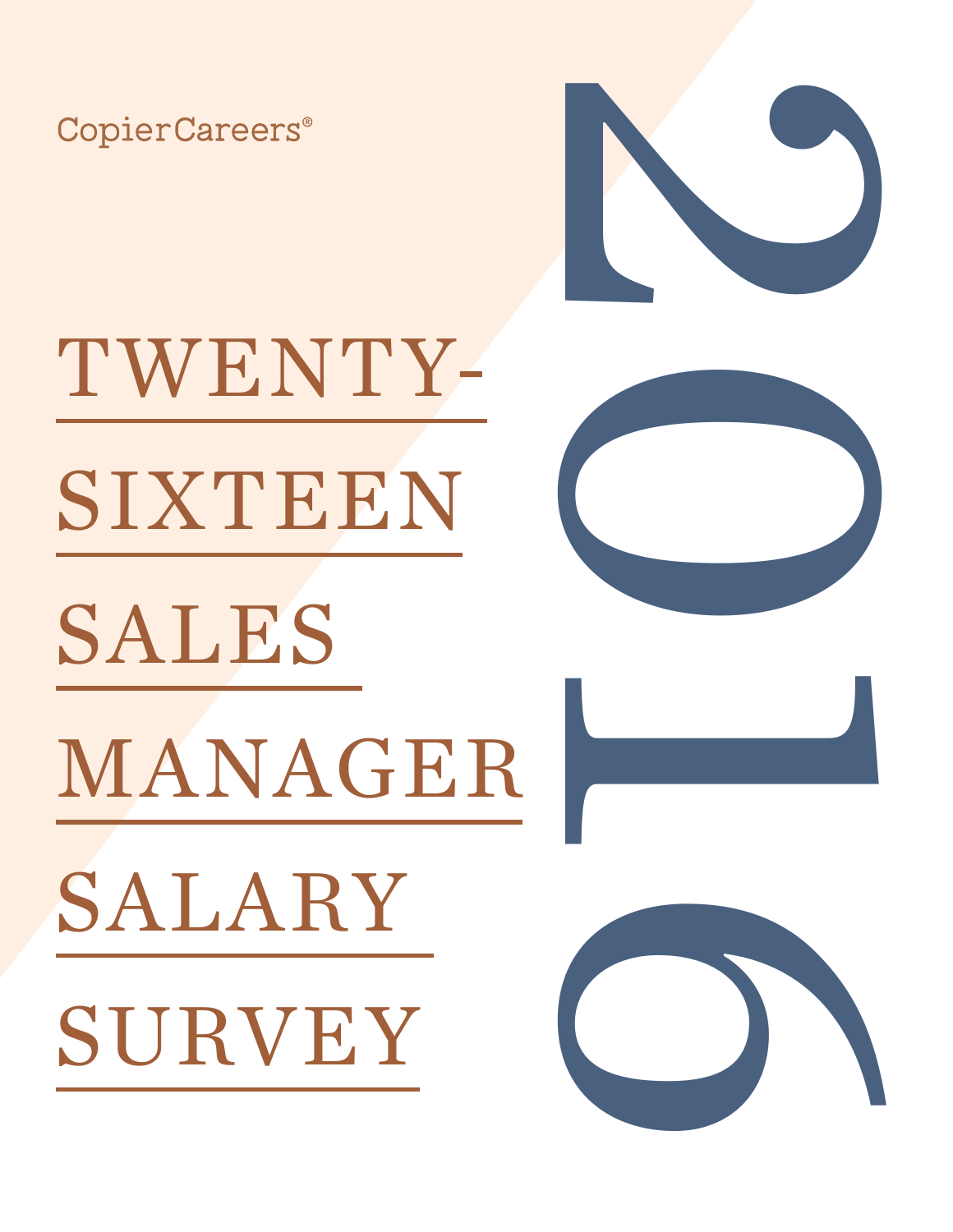CopierCareers®

# TWENTY-SIXTEEN SALES MANAGER SALARY SURVEY

2016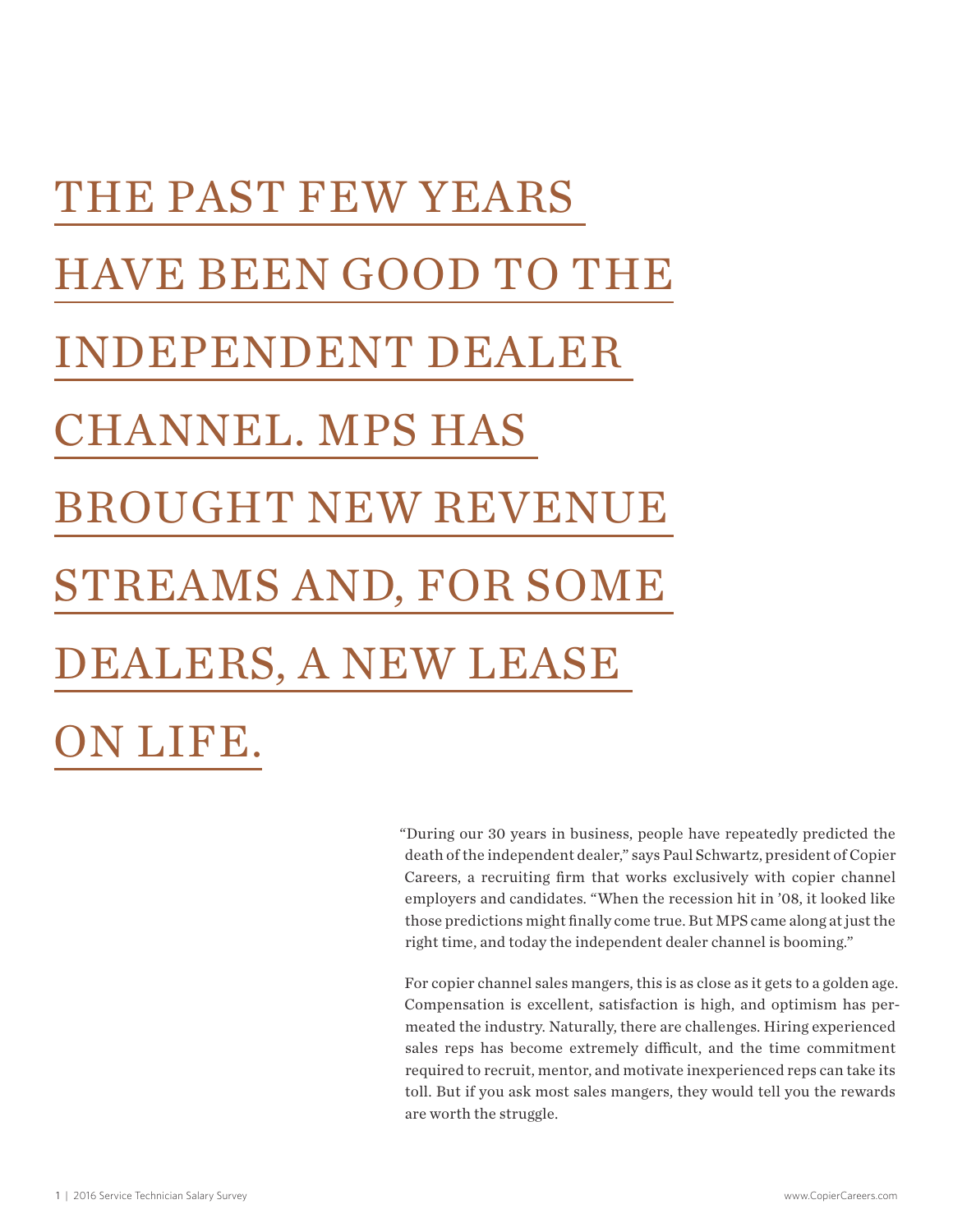# THE PAST FEW YEARS HAVE BEEN GOOD TO THE INDEPENDENT DEALER CHANNEL. MPS HAS BROUGHT NEW REVENUE STREAMS AND, FOR SOME DEALERS, A NEW LEASE ON LIFE.

"During our 30 years in business, people have repeatedly predicted the death of the independent dealer," says Paul Schwartz, president of Copier Careers, a recruiting firm that works exclusively with copier channel employers and candidates. "When the recession hit in '08, it looked like those predictions might finally come true. But MPS came along at just the right time, and today the independent dealer channel is booming."

For copier channel sales mangers, this is as close as it gets to a golden age. Compensation is excellent, satisfaction is high, and optimism has permeated the industry. Naturally, there are challenges. Hiring experienced sales reps has become extremely difficult, and the time commitment required to recruit, mentor, and motivate inexperienced reps can take its toll. But if you ask most sales mangers, they would tell you the rewards are worth the struggle.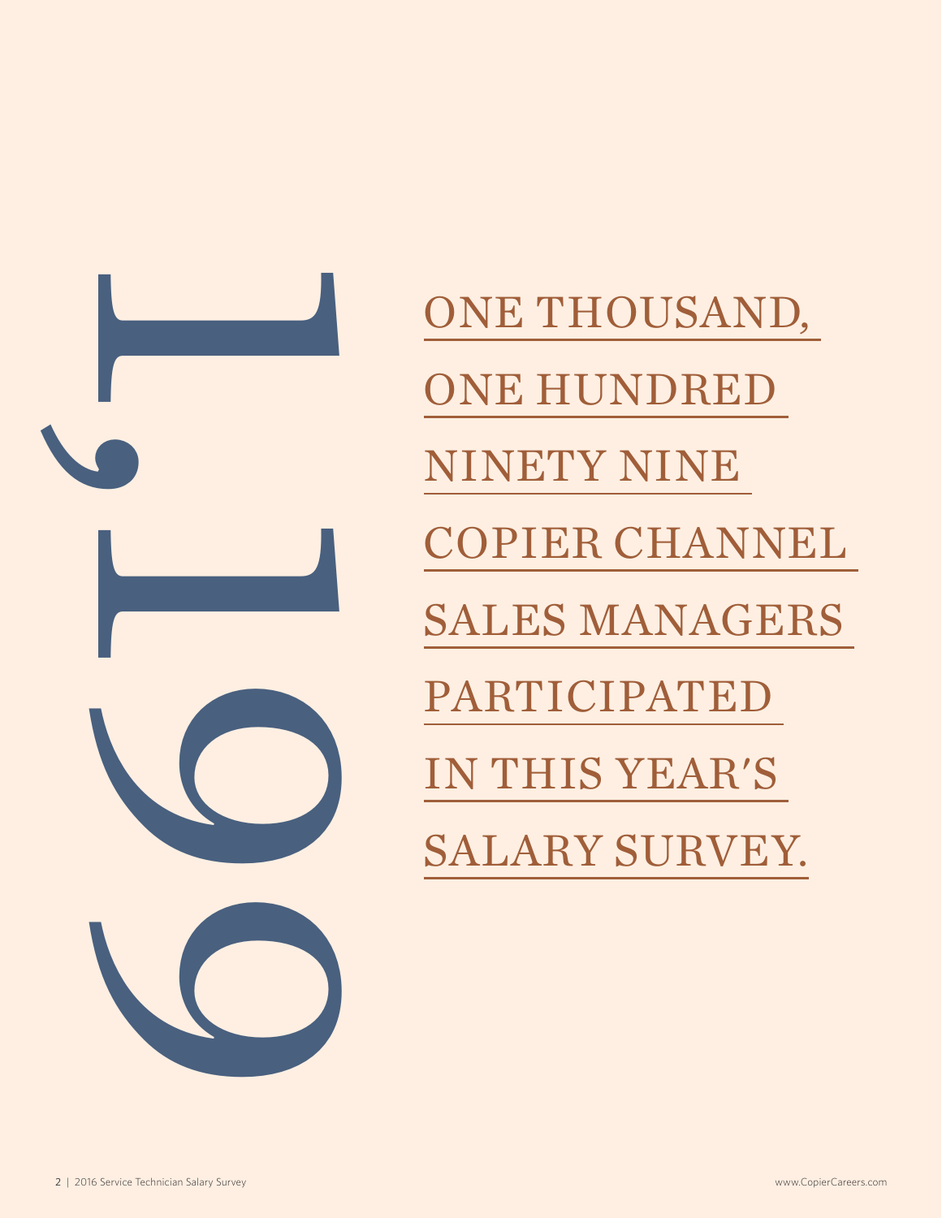1,199

ONE THOUSAND, ONE HUNDRED NINETY NINE COPIER CHANNEL SALES MANAGERS PARTICIPATED IN THIS YEAR'S SALARY SURVEY.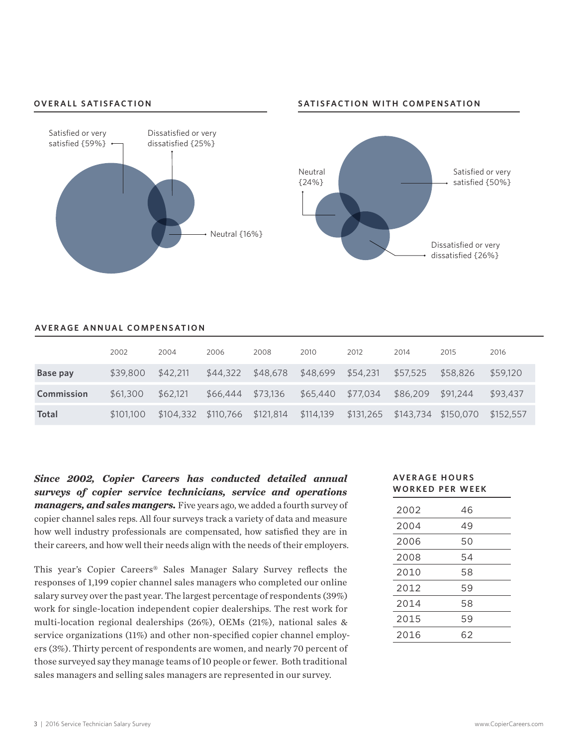## OVERALL SATISFACTION

Satisfied or very satisfied {59%}

Dissatisfied or very dissatisfied {25%}

Neutral {16%}

## SATISFACTION WITH COMPENSATION

Neutral {24%}

Satisfied or very satisfied {50%}

Dissatisfied or very dissatisfied {26%}

## AVERAGE ANNUAL COMPENSATION

| | 2002 | 2004 | 2006 | 2008 | 2010 | 2012 | 2014 | 2015 | 2016 |
|---|---|---|---|---|---|---|---|---|---|
| **Base pay** | $39,800 | $42,211 | $44,322 | $48,678 | $48,699 | $54,231 | $57,525 | $58,826 | $59,120 |
| **Commission** | $61,300 | $62,121 | $66,444 | $73,136 | $65,440 | $77,034 | $86,209 | $91,244 | $93,437 |
| **Total** | $101,100 | $104,332 | $110,766 | $121,814 | $114,139 | $131,265 | $143,734 | $150,070 | $152,557 |

***Since 2002, Copier Careers has conducted detailed annual surveys of copier service technicians, service and operations managers, and sales mangers.*** Five years ago, we added a fourth survey of copier channel sales reps. All four surveys track a variety of data and measure how well industry professionals are compensated, how satisfied they are in their careers, and how well their needs align with the needs of their employers.

This year's Copier Careers® Sales Manager Salary Survey reflects the responses of 1,199 copier channel sales managers who completed our online salary survey over the past year. The largest percentage of respondents (39%) work for single-location independent copier dealerships. The rest work for multi-location regional dealerships (26%), OEMs (21%), national sales & service organizations (11%) and other non-specified copier channel employers (3%). Thirty percent of respondents are women, and nearly 70 percent of those surveyed say they manage teams of 10 people or fewer. Both traditional sales managers and selling sales managers are represented in our survey.

## AVERAGE HOURS WORKED PER WEEK

| Year | Hours |
|---|---|
| 2002 | 46 |
| 2004 | 49 |
| 2006 | 50 |
| 2008 | 54 |
| 2010 | 58 |
| 2012 | 59 |
| 2014 | 58 |
| 2015 | 59 |
| 2016 | 62 |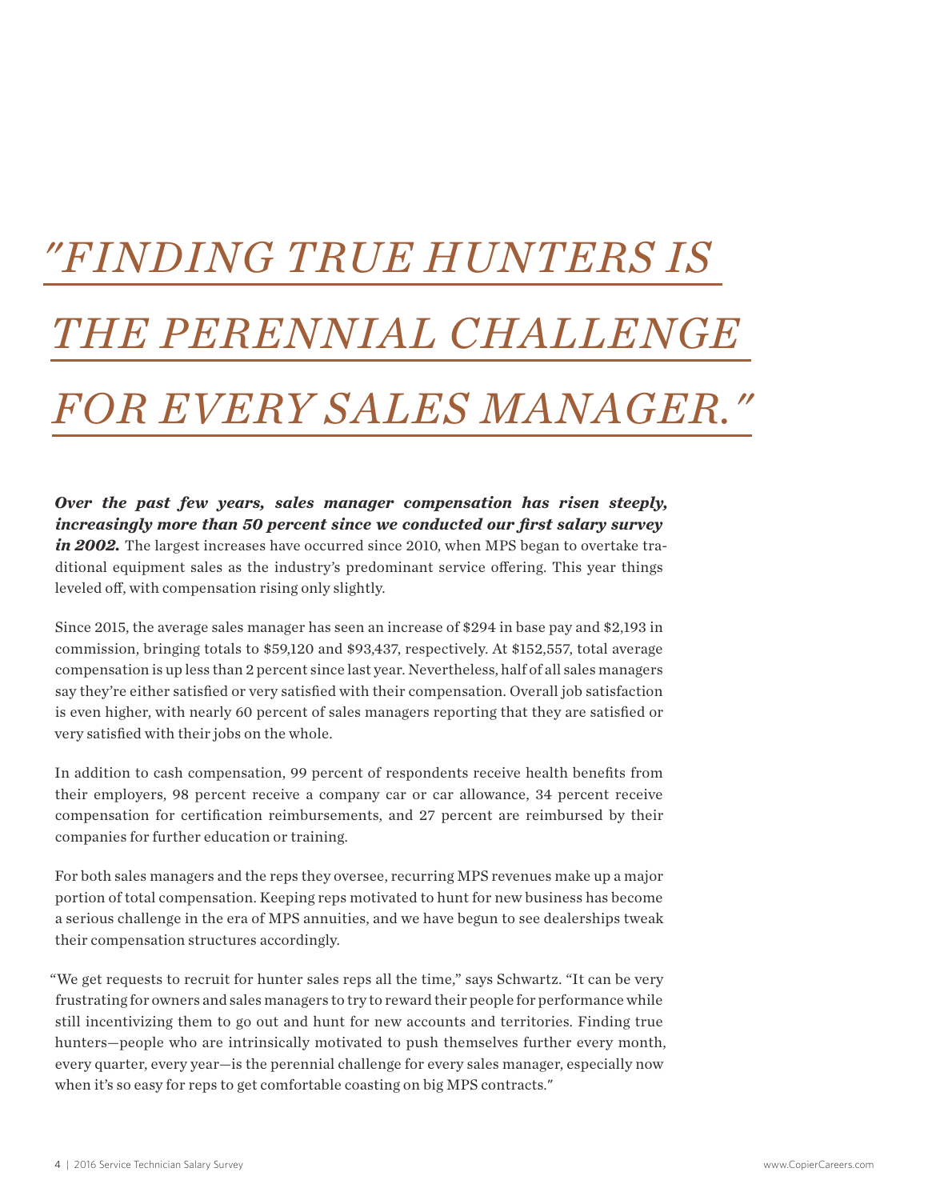# *"FINDING TRUE HUNTERS IS THE PERENNIAL CHALLENGE FOR EVERY SALES MANAGER."*

***Over the past few years, sales manager compensation has risen steeply, increasingly more than 50 percent since we conducted our first salary survey in 2002.*** The largest increases have occurred since 2010, when MPS began to overtake traditional equipment sales as the industry's predominant service offering. This year things leveled off, with compensation rising only slightly.

Since 2015, the average sales manager has seen an increase of $294 in base pay and $2,193 in commission, bringing totals to $59,120 and $93,437, respectively. At $152,557, total average compensation is up less than 2 percent since last year. Nevertheless, half of all sales managers say they're either satisfied or very satisfied with their compensation. Overall job satisfaction is even higher, with nearly 60 percent of sales managers reporting that they are satisfied or very satisfied with their jobs on the whole.

In addition to cash compensation, 99 percent of respondents receive health benefits from their employers, 98 percent receive a company car or car allowance, 34 percent receive compensation for certification reimbursements, and 27 percent are reimbursed by their companies for further education or training.

For both sales managers and the reps they oversee, recurring MPS revenues make up a major portion of total compensation. Keeping reps motivated to hunt for new business has become a serious challenge in the era of MPS annuities, and we have begun to see dealerships tweak their compensation structures accordingly.

"We get requests to recruit for hunter sales reps all the time," says Schwartz. "It can be very frustrating for owners and sales managers to try to reward their people for performance while still incentivizing them to go out and hunt for new accounts and territories. Finding true hunters—people who are intrinsically motivated to push themselves further every month, every quarter, every year—is the perennial challenge for every sales manager, especially now when it's so easy for reps to get comfortable coasting on big MPS contracts."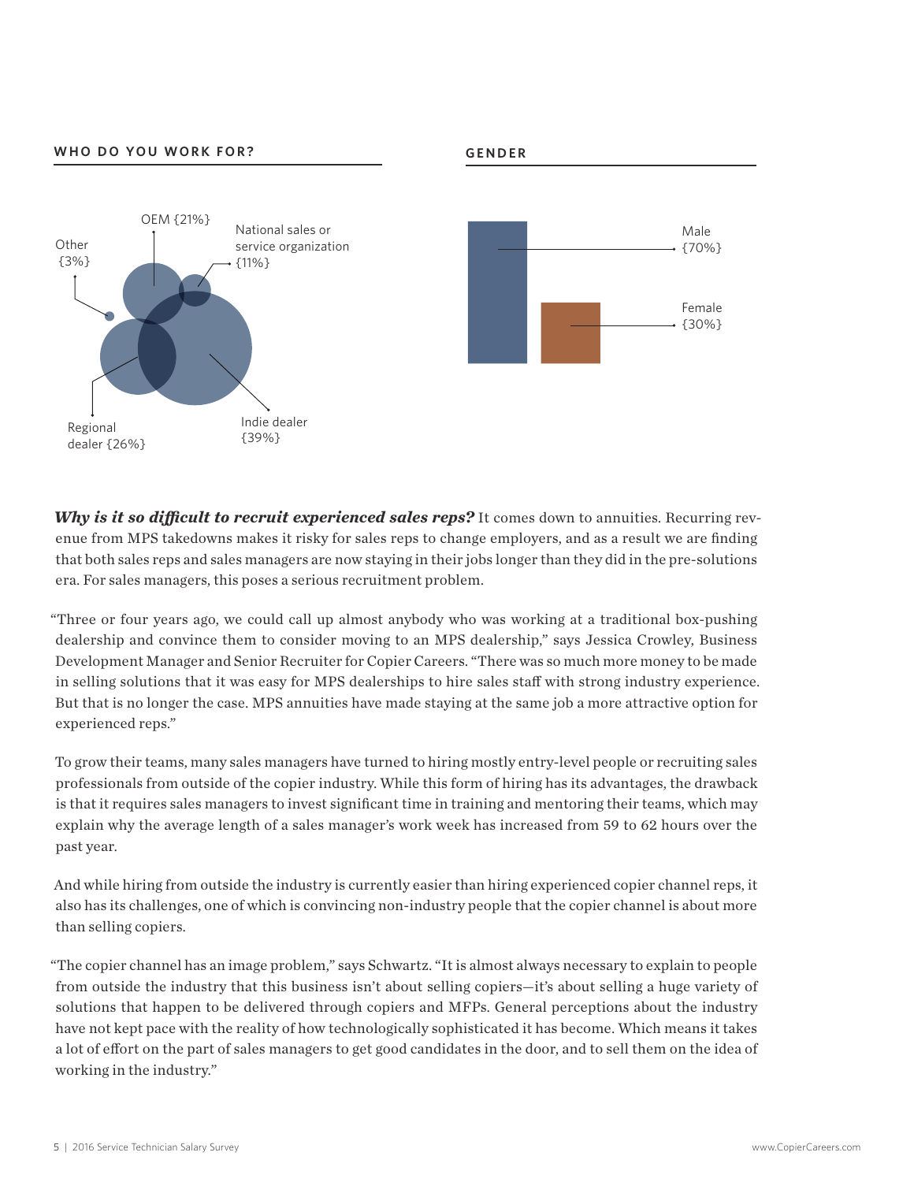### WHO DO YOU WORK FOR?

Other {3%}

OEM {21%}

National sales or service organization {11%}

Regional dealer {26%}

Indie dealer {39%}

### GENDER

Male {70%}

Female {30%}

***Why is it so difficult to recruit experienced sales reps?*** It comes down to annuities. Recurring revenue from MPS takedowns makes it risky for sales reps to change employers, and as a result we are finding that both sales reps and sales managers are now staying in their jobs longer than they did in the pre-solutions era. For sales managers, this poses a serious recruitment problem.

"Three or four years ago, we could call up almost anybody who was working at a traditional box-pushing dealership and convince them to consider moving to an MPS dealership," says Jessica Crowley, Business Development Manager and Senior Recruiter for Copier Careers. "There was so much more money to be made in selling solutions that it was easy for MPS dealerships to hire sales staff with strong industry experience. But that is no longer the case. MPS annuities have made staying at the same job a more attractive option for experienced reps."

To grow their teams, many sales managers have turned to hiring mostly entry-level people or recruiting sales professionals from outside of the copier industry. While this form of hiring has its advantages, the drawback is that it requires sales managers to invest significant time in training and mentoring their teams, which may explain why the average length of a sales manager's work week has increased from 59 to 62 hours over the past year.

And while hiring from outside the industry is currently easier than hiring experienced copier channel reps, it also has its challenges, one of which is convincing non-industry people that the copier channel is about more than selling copiers.

"The copier channel has an image problem," says Schwartz. "It is almost always necessary to explain to people from outside the industry that this business isn't about selling copiers—it's about selling a huge variety of solutions that happen to be delivered through copiers and MFPs. General perceptions about the industry have not kept pace with the reality of how technologically sophisticated it has become. Which means it takes a lot of effort on the part of sales managers to get good candidates in the door, and to sell them on the idea of working in the industry."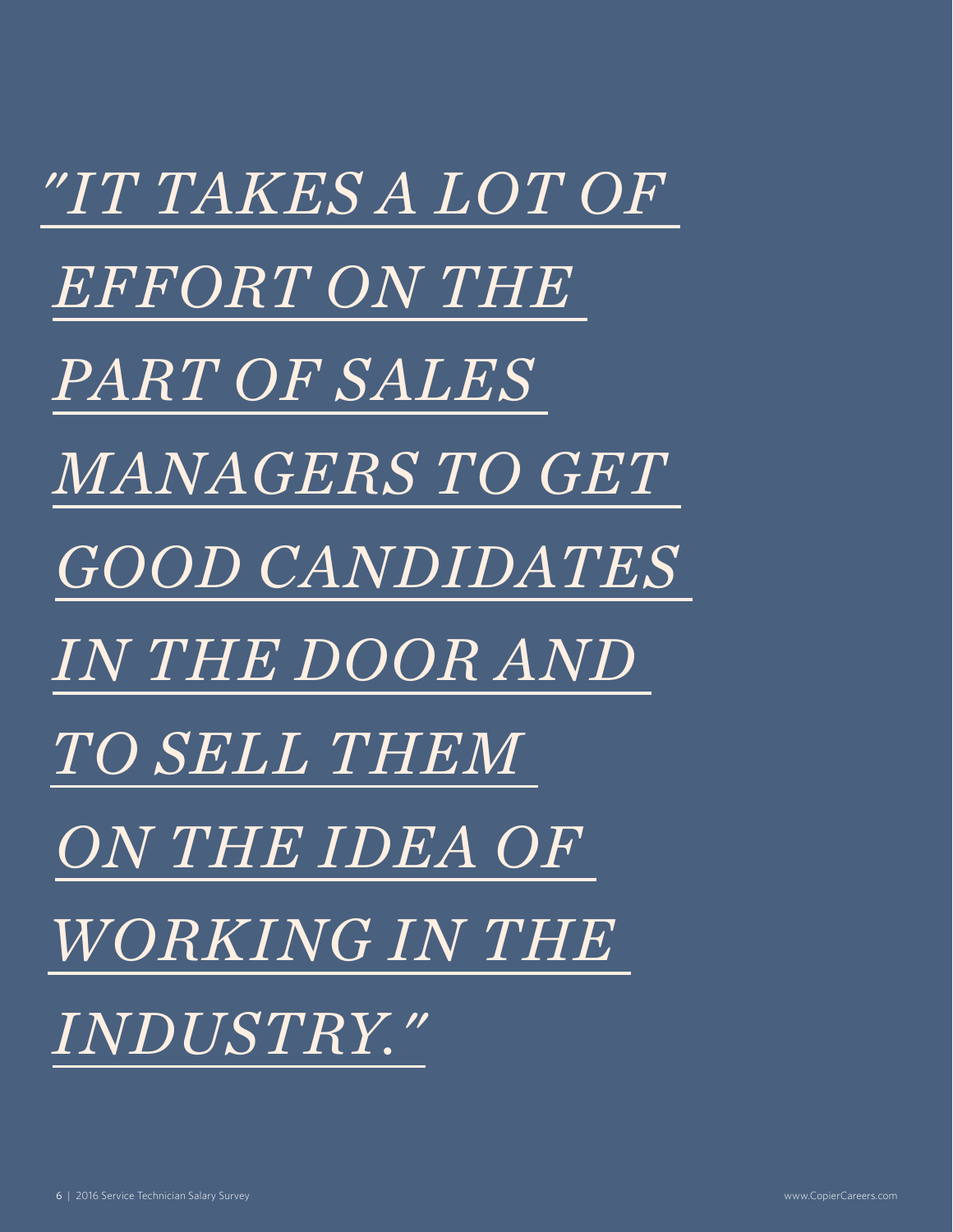*"IT TAKES A LOT OF EFFORT ON THE PART OF SALES MANAGERS TO GET GOOD CANDIDATES IN THE DOOR AND TO SELL THEM ON THE IDEA OF WORKING IN THE INDUSTRY."*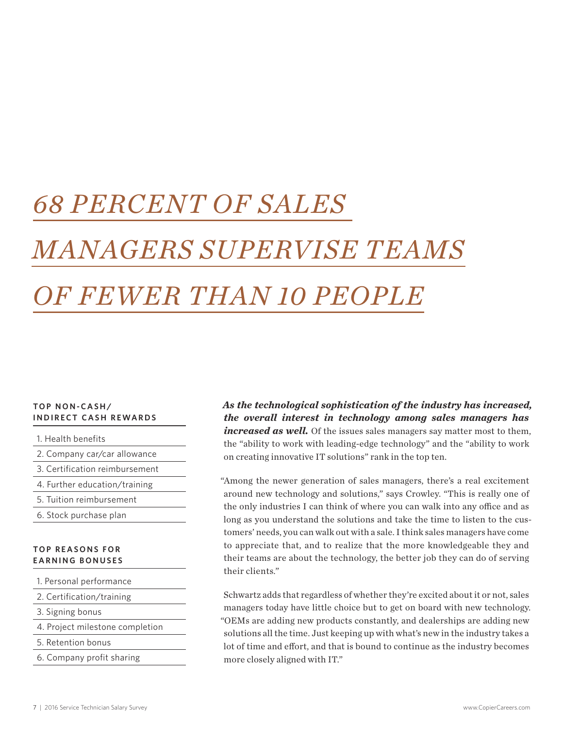# *68 PERCENT OF SALES MANAGERS SUPERVISE TEAMS OF FEWER THAN 10 PEOPLE*

**TOP NON-CASH/ INDIRECT CASH REWARDS**

1. Health benefits
2. Company car/car allowance
3. Certification reimbursement
4. Further education/training
5. Tuition reimbursement
6. Stock purchase plan

**TOP REASONS FOR EARNING BONUSES**

1. Personal performance
2. Certification/training
3. Signing bonus
4. Project milestone completion
5. Retention bonus
6. Company profit sharing

***As the technological sophistication of the industry has increased, the overall interest in technology among sales managers has increased as well.*** Of the issues sales managers say matter most to them, the "ability to work with leading-edge technology" and the "ability to work on creating innovative IT solutions" rank in the top ten.

"Among the newer generation of sales managers, there's a real excitement around new technology and solutions," says Crowley. "This is really one of the only industries I can think of where you can walk into any office and as long as you understand the solutions and take the time to listen to the customers' needs, you can walk out with a sale. I think sales managers have come to appreciate that, and to realize that the more knowledgeable they and their teams are about the technology, the better job they can do of serving their clients."

Schwartz adds that regardless of whether they're excited about it or not, sales managers today have little choice but to get on board with new technology. "OEMs are adding new products constantly, and dealerships are adding new solutions all the time. Just keeping up with what's new in the industry takes a lot of time and effort, and that is bound to continue as the industry becomes more closely aligned with IT."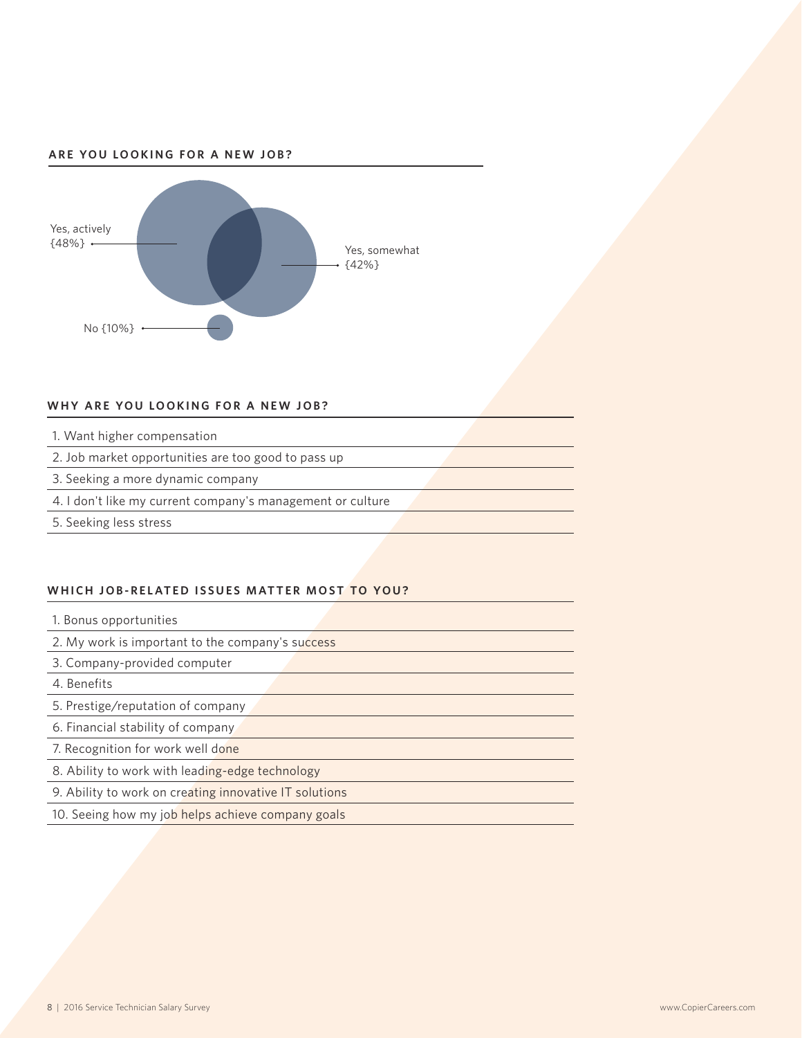## ARE YOU LOOKING FOR A NEW JOB?

Yes, actively {48%}

Yes, somewhat {42%}

No {10%}

## WHY ARE YOU LOOKING FOR A NEW JOB?

1. Want higher compensation
2. Job market opportunities are too good to pass up
3. Seeking a more dynamic company
4. I don't like my current company's management or culture
5. Seeking less stress

## WHICH JOB-RELATED ISSUES MATTER MOST TO YOU?

1. Bonus opportunities
2. My work is important to the company's success
3. Company-provided computer
4. Benefits
5. Prestige/reputation of company
6. Financial stability of company
7. Recognition for work well done
8. Ability to work with leading-edge technology
9. Ability to work on creating innovative IT solutions
10. Seeing how my job helps achieve company goals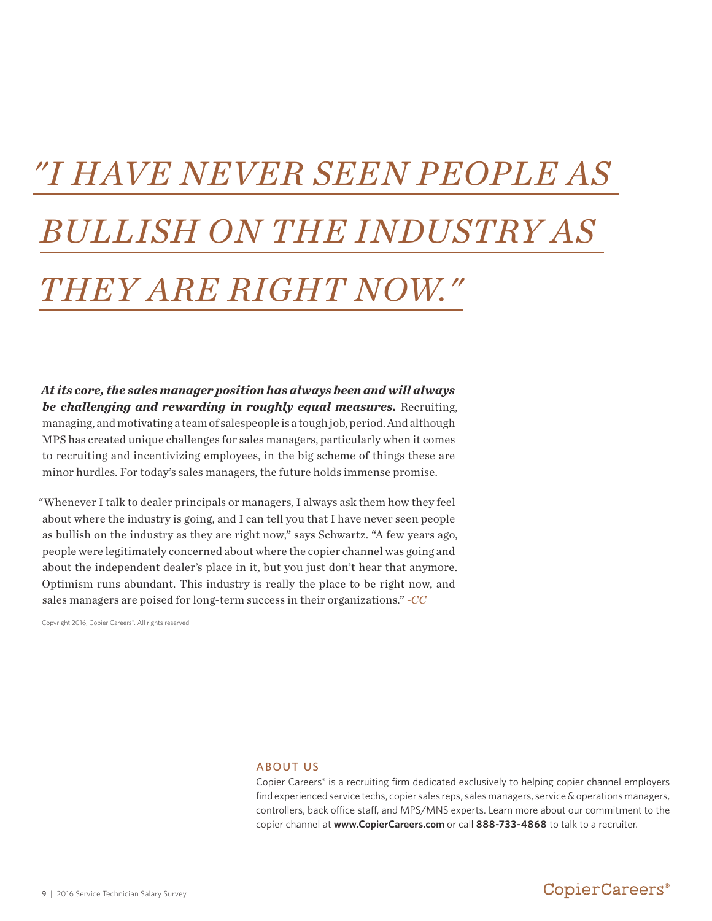# *"I HAVE NEVER SEEN PEOPLE AS BULLISH ON THE INDUSTRY AS THEY ARE RIGHT NOW."*

***At its core, the sales manager position has always been and will always be challenging and rewarding in roughly equal measures.*** Recruiting, managing, and motivating a team of salespeople is a tough job, period. And although MPS has created unique challenges for sales managers, particularly when it comes to recruiting and incentivizing employees, in the big scheme of things these are minor hurdles. For today's sales managers, the future holds immense promise.

"Whenever I talk to dealer principals or managers, I always ask them how they feel about where the industry is going, and I can tell you that I have never seen people as bullish on the industry as they are right now," says Schwartz. "A few years ago, people were legitimately concerned about where the copier channel was going and about the independent dealer's place in it, but you just don't hear that anymore. Optimism runs abundant. This industry is really the place to be right now, and sales managers are poised for long-term success in their organizations." *-CC*

Copyright 2016, Copier Careers®. All rights reserved

## ABOUT US

Copier Careers® is a recruiting firm dedicated exclusively to helping copier channel employers find experienced service techs, copier sales reps, sales managers, service & operations managers, controllers, back office staff, and MPS/MNS experts. Learn more about our commitment to the copier channel at **www.CopierCareers.com** or call **888-733-4868** to talk to a recruiter.

CopierCareers®